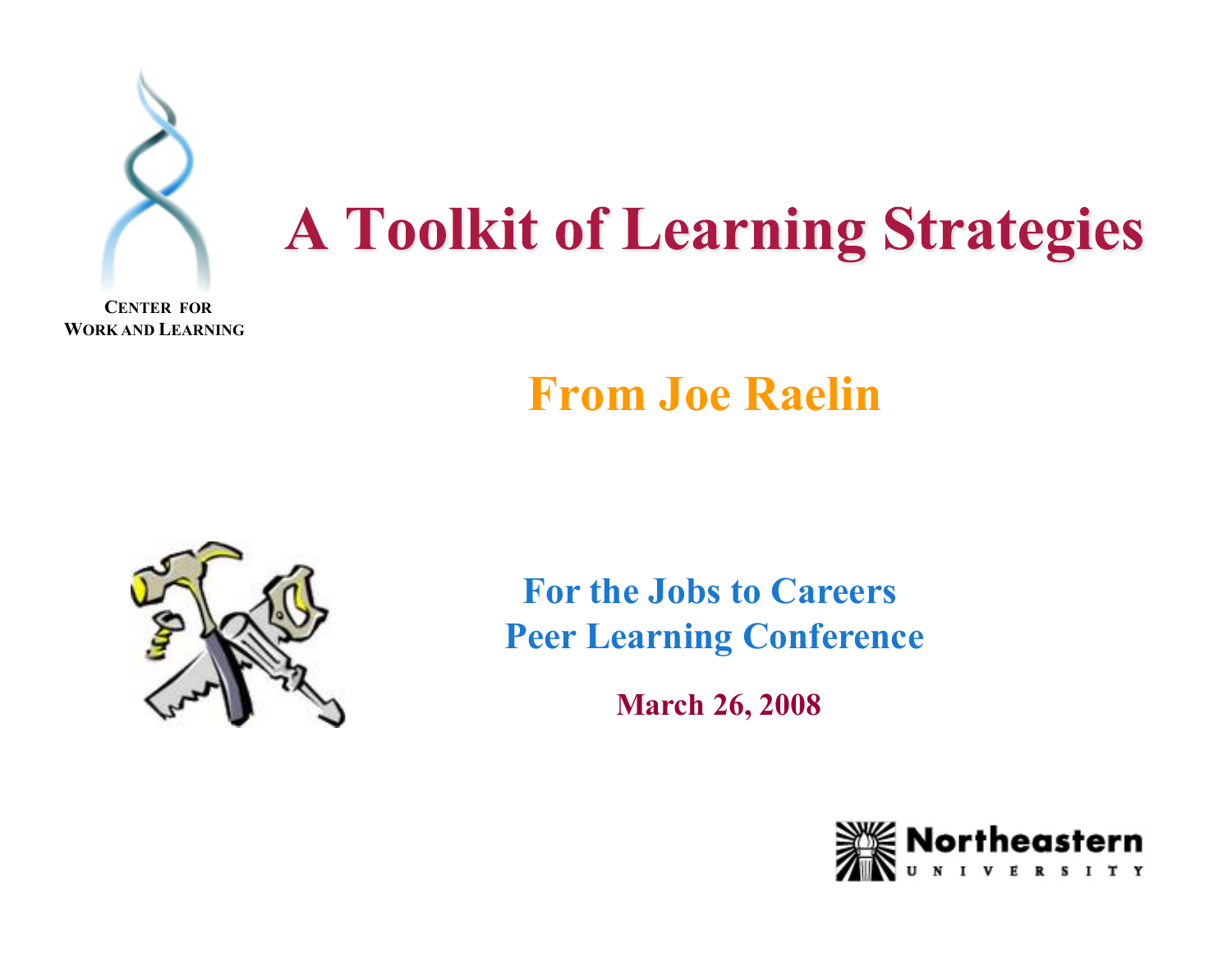CENTER FOR
WORK AND LEARNING

# A Toolkit of Learning Strategies

## From Joe Raelin

**For the Jobs to Careers Peer Learning Conference**

**March 26, 2008**

Northeastern
UNIVERSITY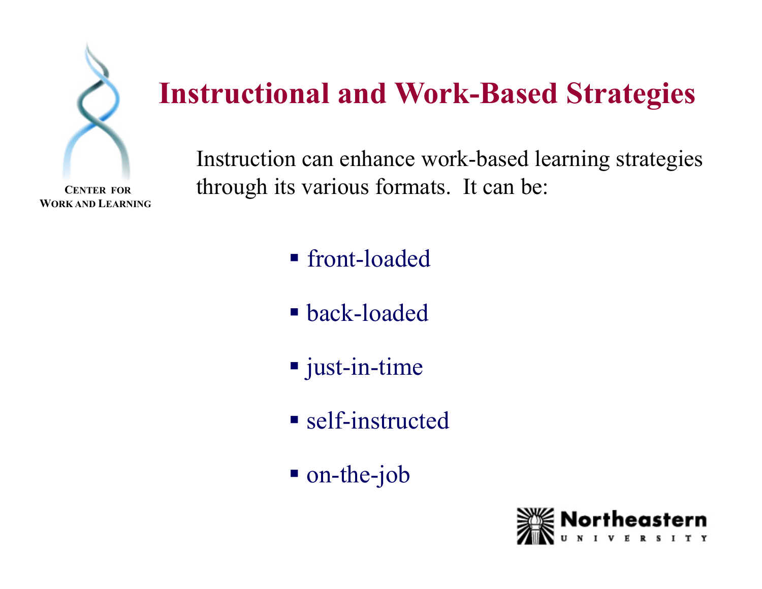# Instructional and Work-Based Strategies

Instruction can enhance work-based learning strategies through its various formats. It can be:

- front-loaded
- back-loaded
- just-in-time
- self-instructed
- on-the-job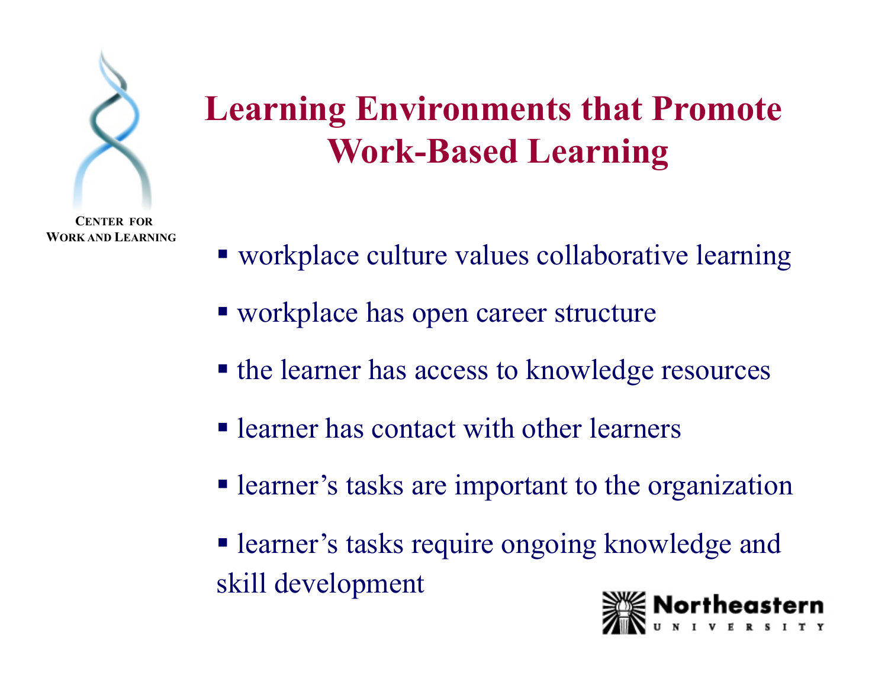# Learning Environments that Promote Work-Based Learning

- workplace culture values collaborative learning
- workplace has open career structure
- the learner has access to knowledge resources
- learner has contact with other learners
- learner's tasks are important to the organization
- learner's tasks require ongoing knowledge and skill development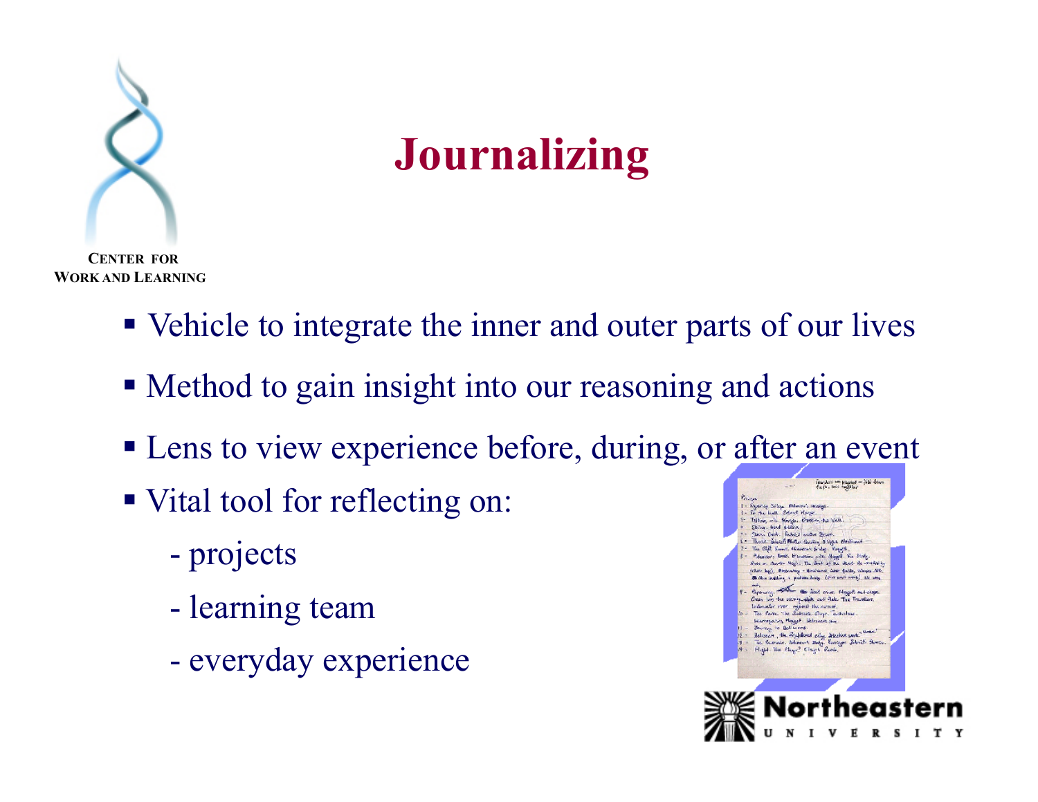# Journalizing

- Vehicle to integrate the inner and outer parts of our lives
- Method to gain insight into our reasoning and actions
- Lens to view experience before, during, or after an event
- Vital tool for reflecting on:
  - projects
  - learning team
  - everyday experience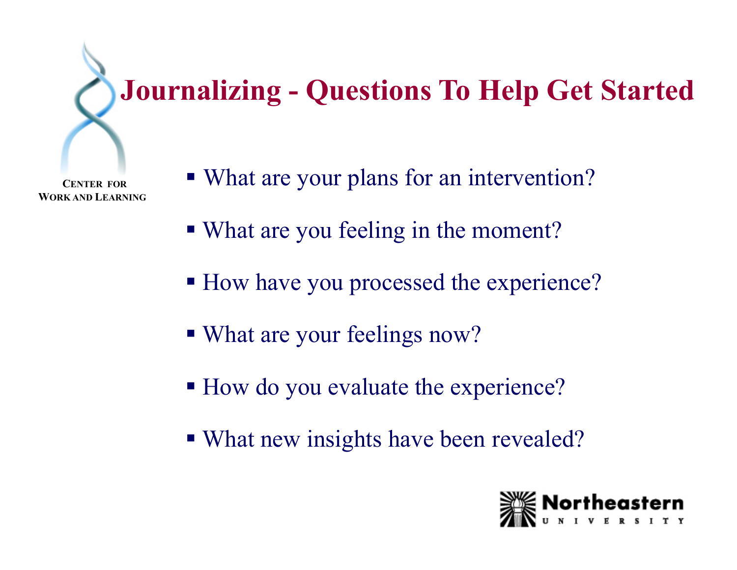# Journalizing - Questions To Help Get Started

CENTER FOR
WORK AND LEARNING

- What are your plans for an intervention?
- What are you feeling in the moment?
- How have you processed the experience?
- What are your feelings now?
- How do you evaluate the experience?
- What new insights have been revealed?

Northeastern
UNIVERSITY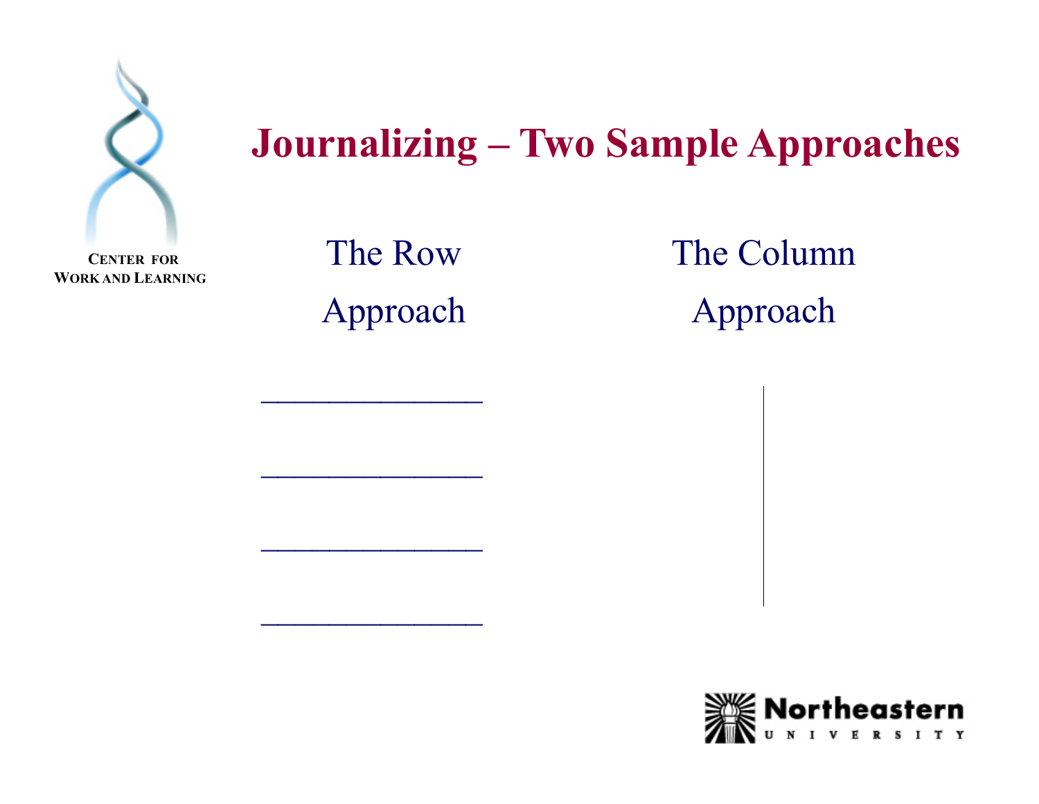# Journalizing – Two Sample Approaches

The Row Approach

\_\_\_\_\_\_\_\_\_\_\_\_\_\_\_\_

\_\_\_\_\_\_\_\_\_\_\_\_\_\_\_\_

\_\_\_\_\_\_\_\_\_\_\_\_\_\_\_\_

\_\_\_\_\_\_\_\_\_\_\_\_\_\_\_\_

The Column Approach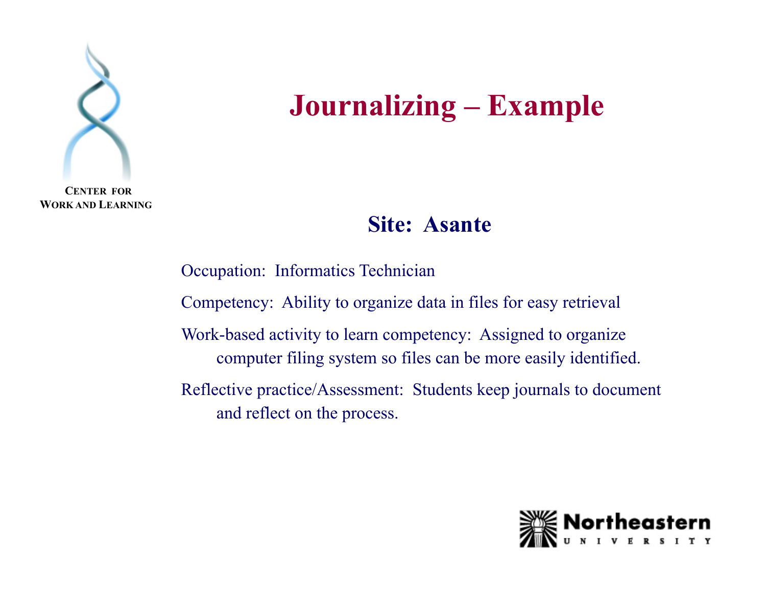# Journalizing – Example

## Site: Asante

Occupation: Informatics Technician

Competency: Ability to organize data in files for easy retrieval

Work-based activity to learn competency: Assigned to organize computer filing system so files can be more easily identified.

Reflective practice/Assessment: Students keep journals to document and reflect on the process.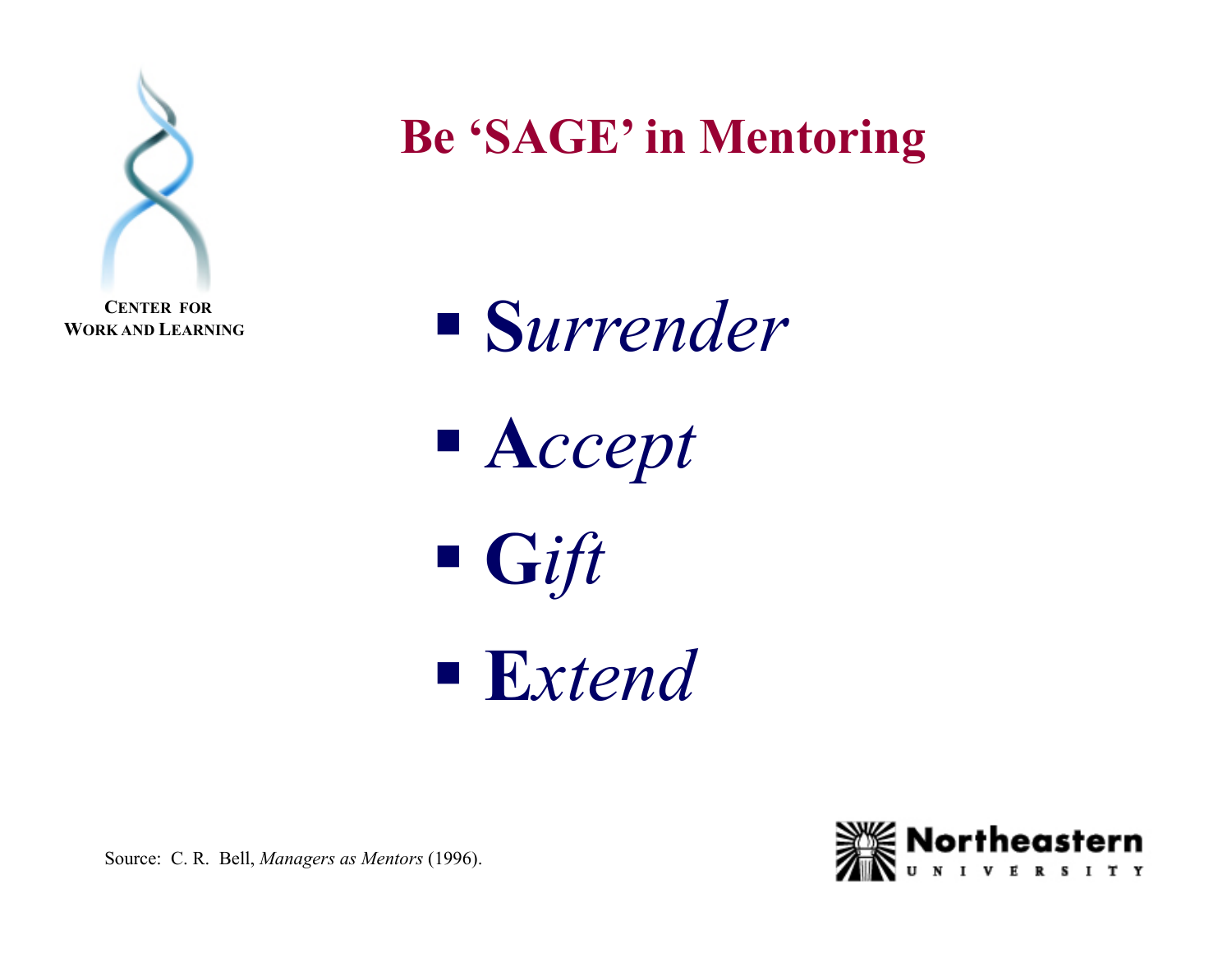# Be 'SAGE' in Mentoring

- **S***urrender*
- **A***ccept*
- **G***ift*
- **E***xtend*

Source: C. R. Bell, *Managers as Mentors* (1996).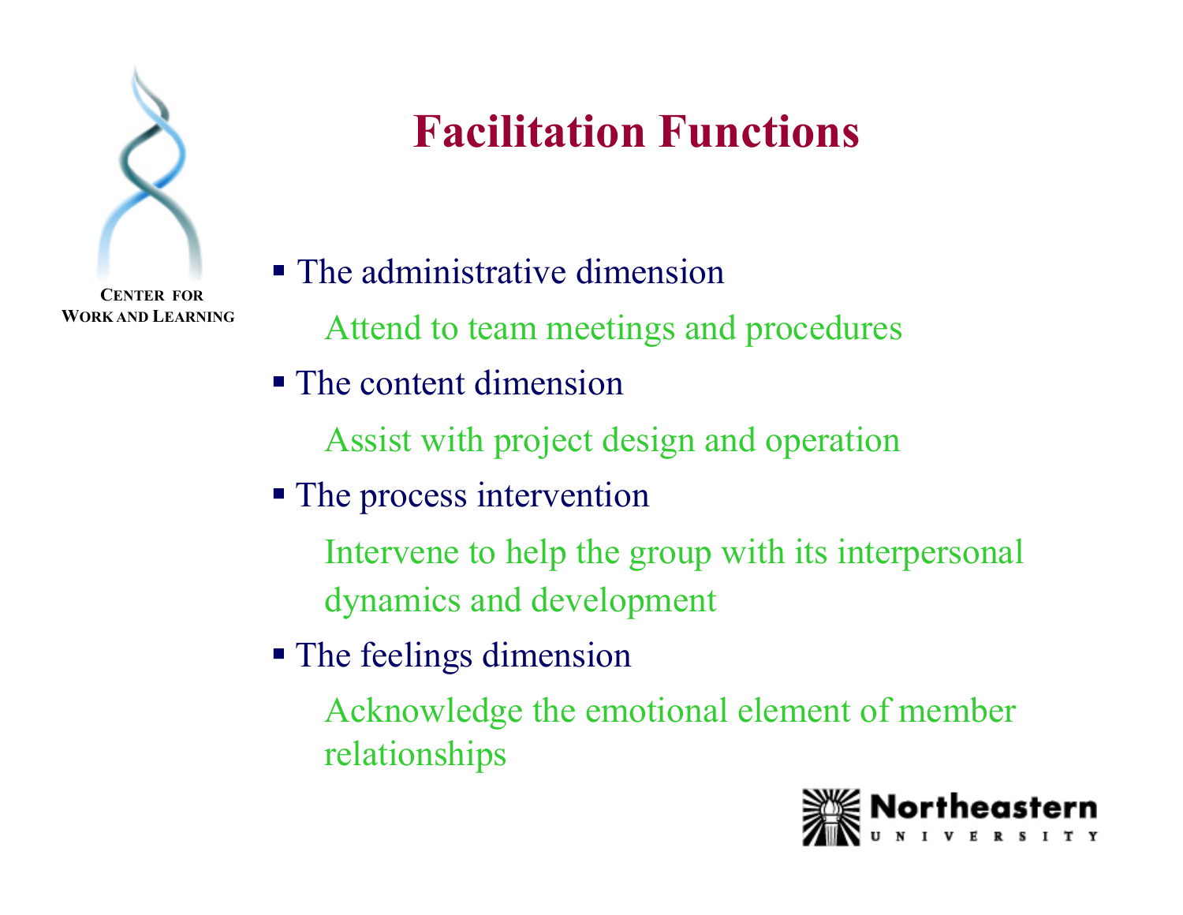# Facilitation Functions

- The administrative dimension

  Attend to team meetings and procedures

- The content dimension

  Assist with project design and operation

- The process intervention

  Intervene to help the group with its interpersonal dynamics and development

- The feelings dimension

  Acknowledge the emotional element of member relationships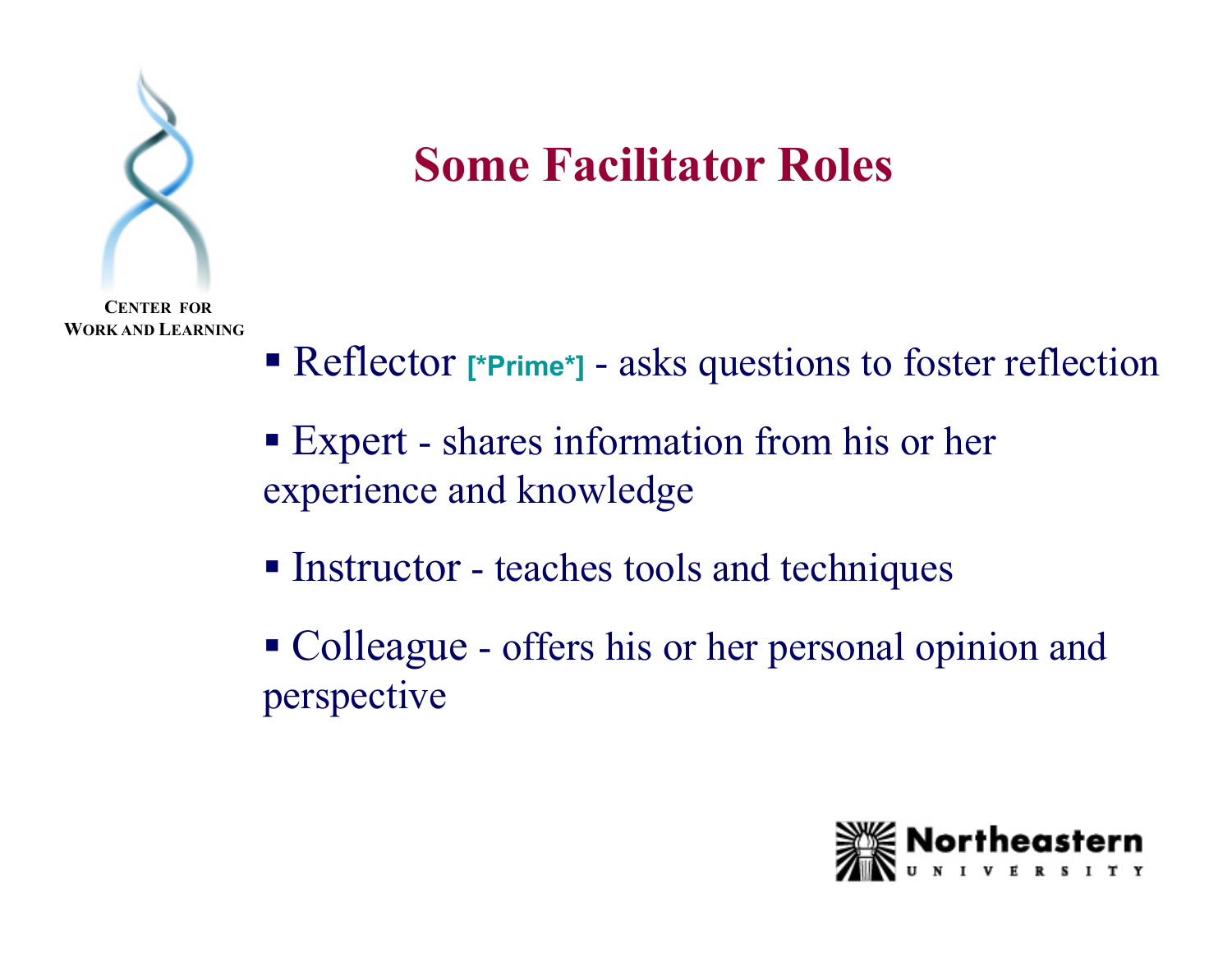# Some Facilitator Roles

- Reflector [*Prime*] - asks questions to foster reflection
- Expert - shares information from his or her experience and knowledge
- Instructor - teaches tools and techniques
- Colleague - offers his or her personal opinion and perspective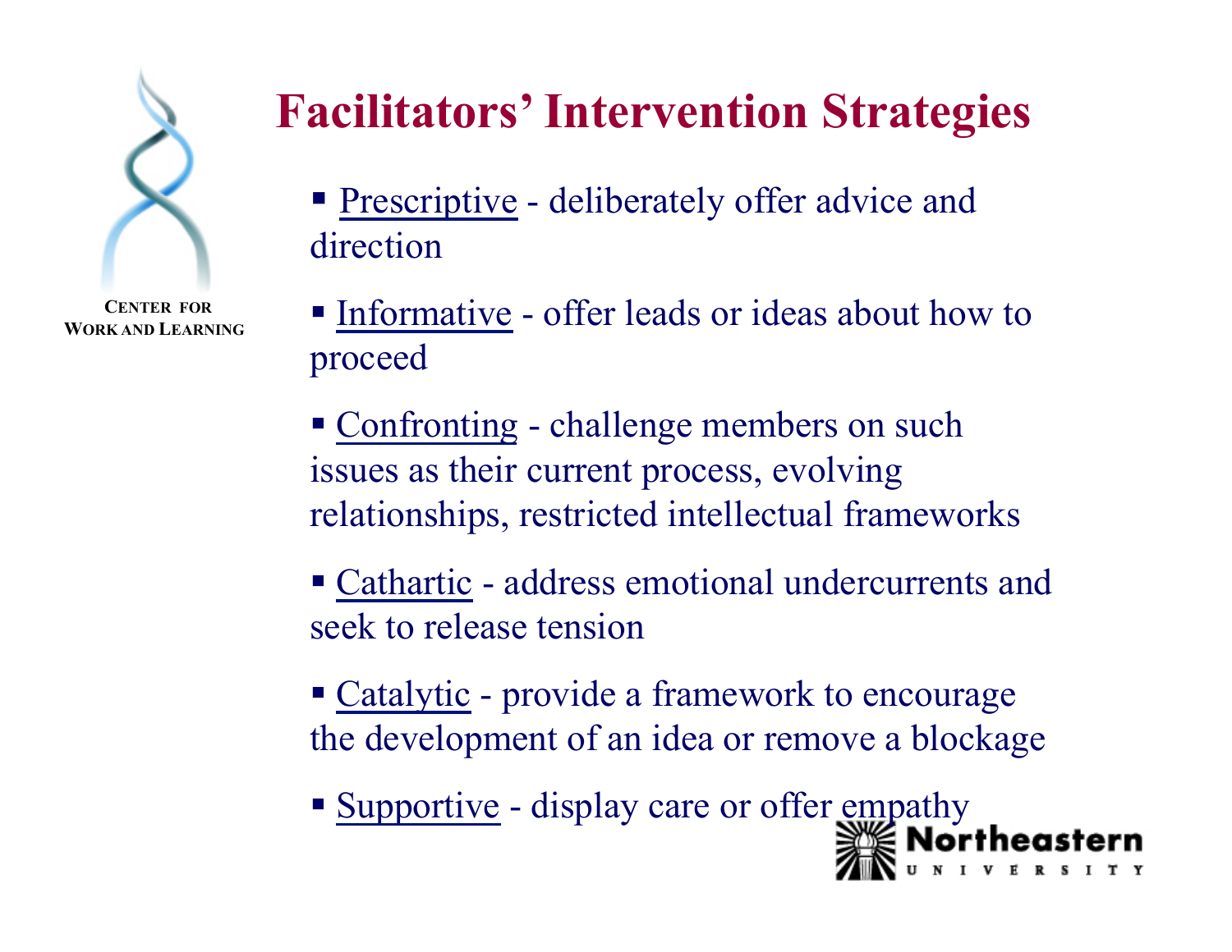# Facilitators' Intervention Strategies

- Prescriptive - deliberately offer advice and direction
- Informative - offer leads or ideas about how to proceed
- Confronting - challenge members on such issues as their current process, evolving relationships, restricted intellectual frameworks
- Cathartic - address emotional undercurrents and seek to release tension
- Catalytic - provide a framework to encourage the development of an idea or remove a blockage
- Supportive - display care or offer empathy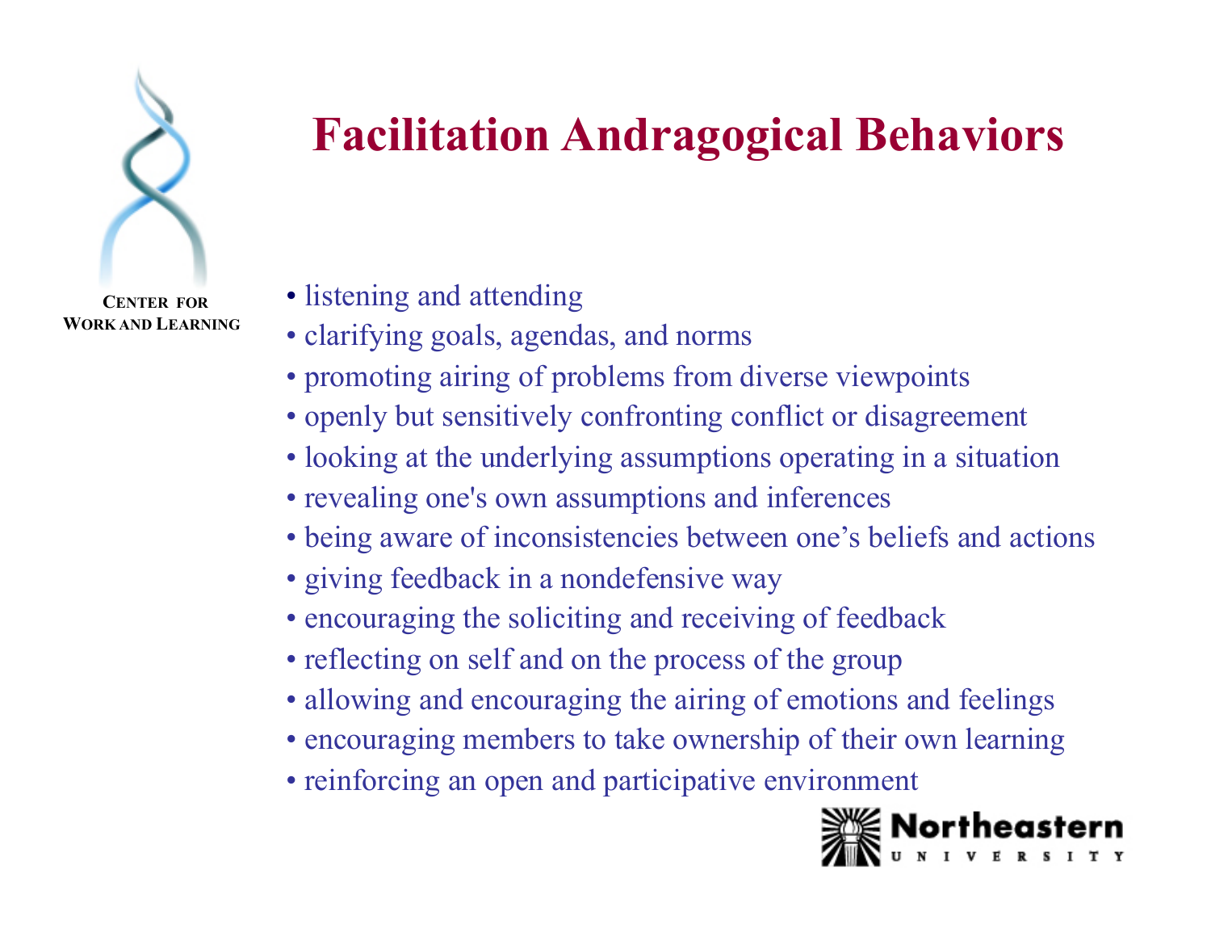# Facilitation Andragogical Behaviors

CENTER FOR WORK AND LEARNING

- listening and attending
- clarifying goals, agendas, and norms
- promoting airing of problems from diverse viewpoints
- openly but sensitively confronting conflict or disagreement
- looking at the underlying assumptions operating in a situation
- revealing one's own assumptions and inferences
- being aware of inconsistencies between one's beliefs and actions
- giving feedback in a nondefensive way
- encouraging the soliciting and receiving of feedback
- reflecting on self and on the process of the group
- allowing and encouraging the airing of emotions and feelings
- encouraging members to take ownership of their own learning
- reinforcing an open and participative environment

Northeastern UNIVERSITY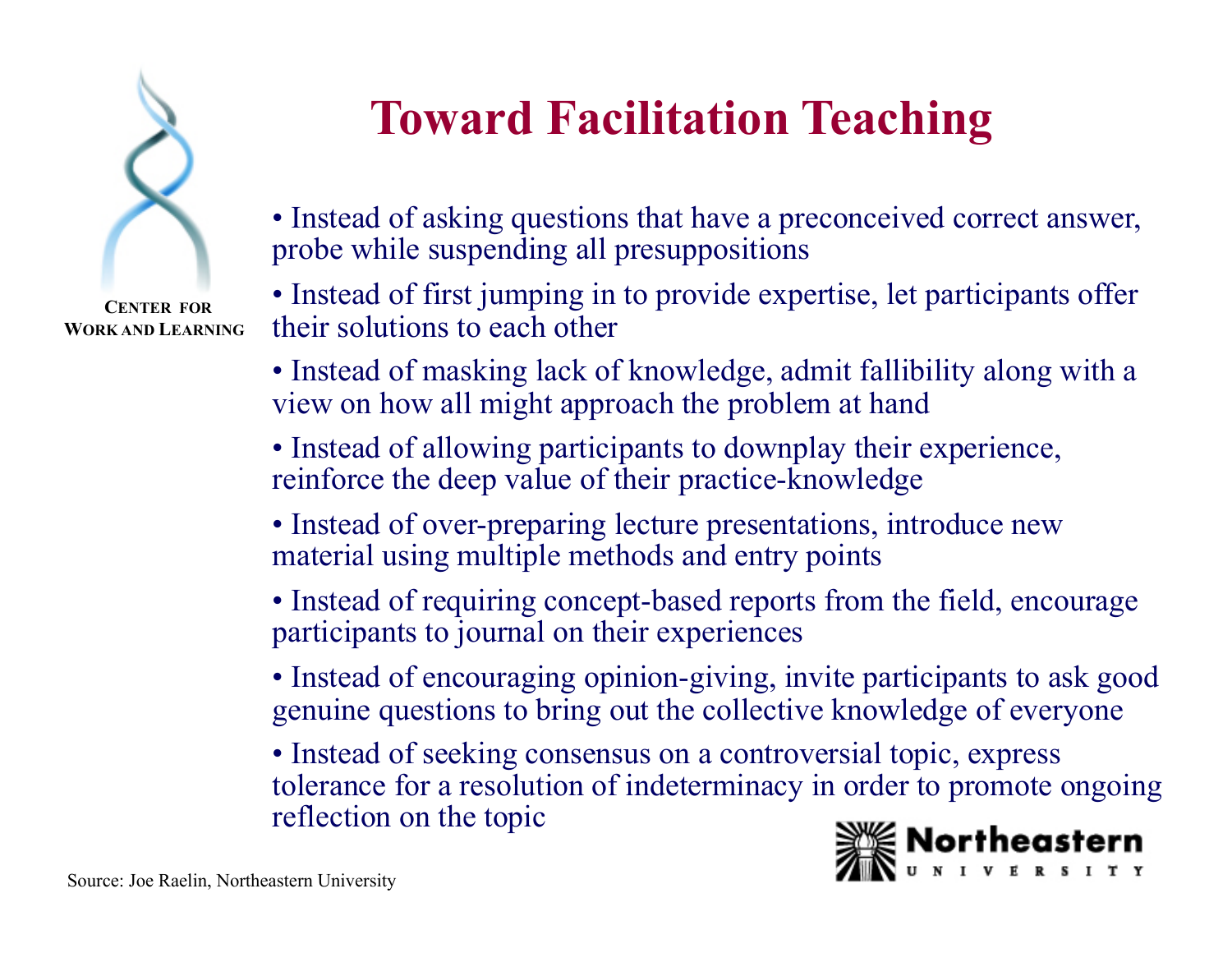# Toward Facilitation Teaching

- Instead of asking questions that have a preconceived correct answer, probe while suspending all presuppositions
- Instead of first jumping in to provide expertise, let participants offer their solutions to each other
- Instead of masking lack of knowledge, admit fallibility along with a view on how all might approach the problem at hand
- Instead of allowing participants to downplay their experience, reinforce the deep value of their practice-knowledge
- Instead of over-preparing lecture presentations, introduce new material using multiple methods and entry points
- Instead of requiring concept-based reports from the field, encourage participants to journal on their experiences
- Instead of encouraging opinion-giving, invite participants to ask good genuine questions to bring out the collective knowledge of everyone
- Instead of seeking consensus on a controversial topic, express tolerance for a resolution of indeterminacy in order to promote ongoing reflection on the topic

Source: Joe Raelin, Northeastern University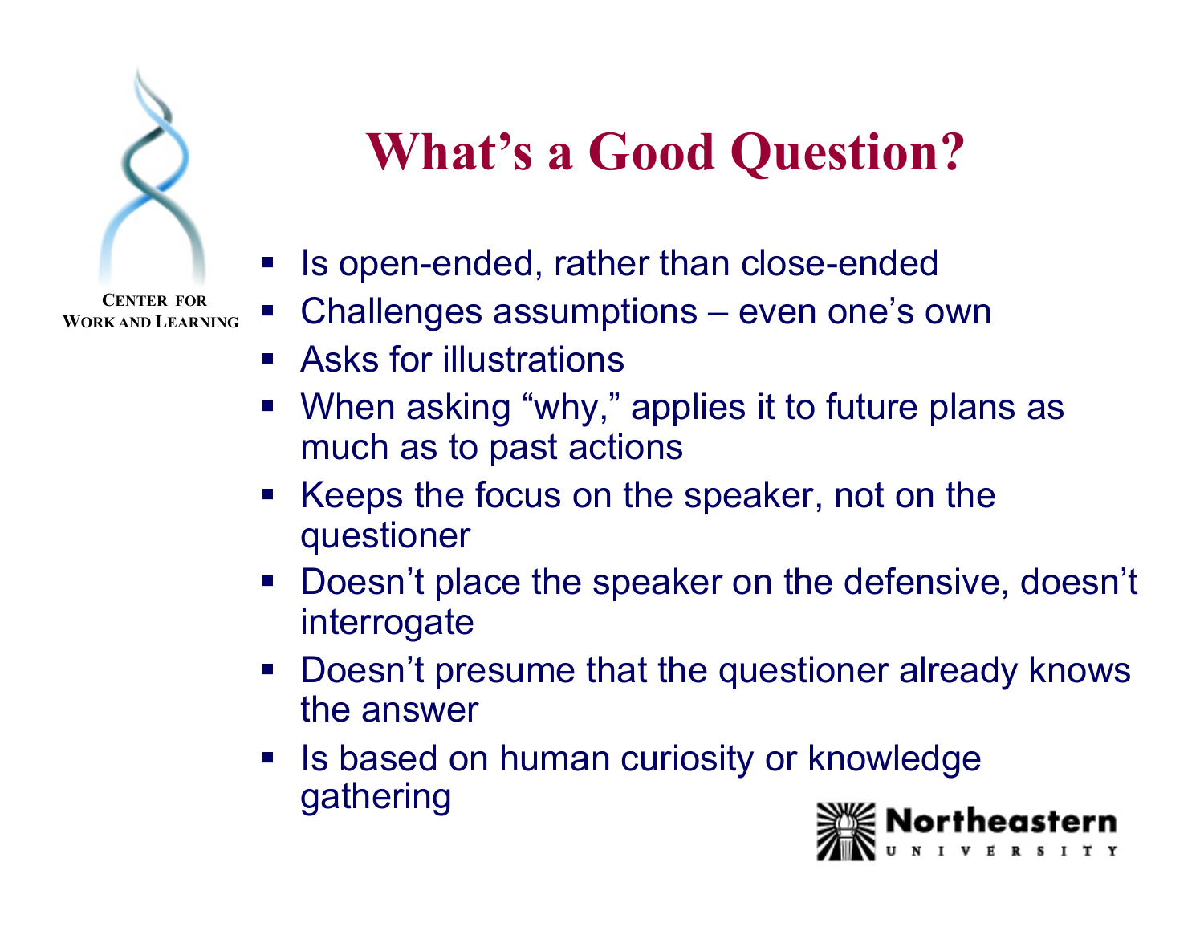# What's a Good Question?

- Is open-ended, rather than close-ended
- Challenges assumptions – even one's own
- Asks for illustrations
- When asking "why," applies it to future plans as much as to past actions
- Keeps the focus on the speaker, not on the questioner
- Doesn't place the speaker on the defensive, doesn't interrogate
- Doesn't presume that the questioner already knows the answer
- Is based on human curiosity or knowledge gathering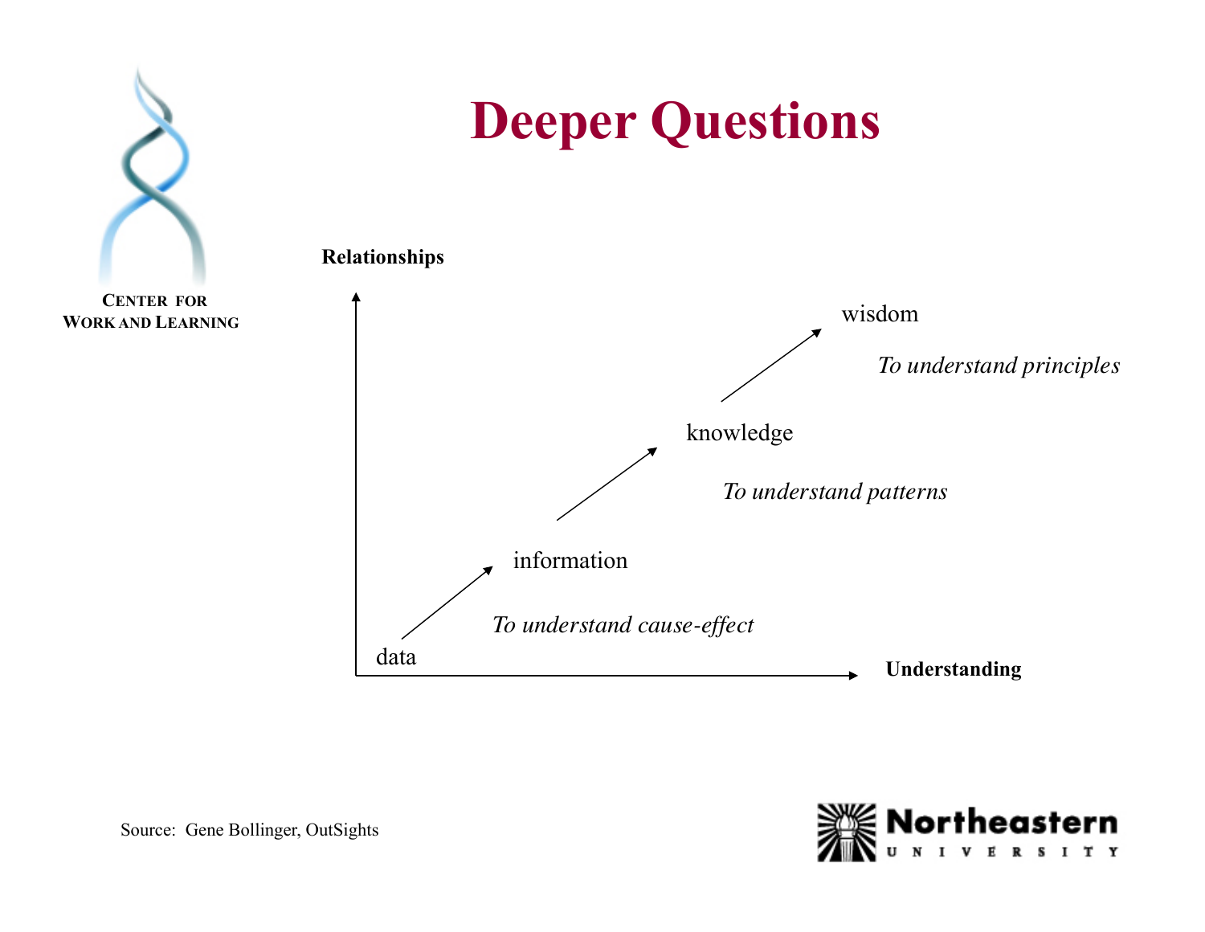# Deeper Questions

CENTER FOR
WORK AND LEARNING

**Relationships**

wisdom

*To understand principles*

knowledge

*To understand patterns*

information

*To understand cause-effect*

data

**Understanding**

Source: Gene Bollinger, OutSights

Northeastern
UNIVERSITY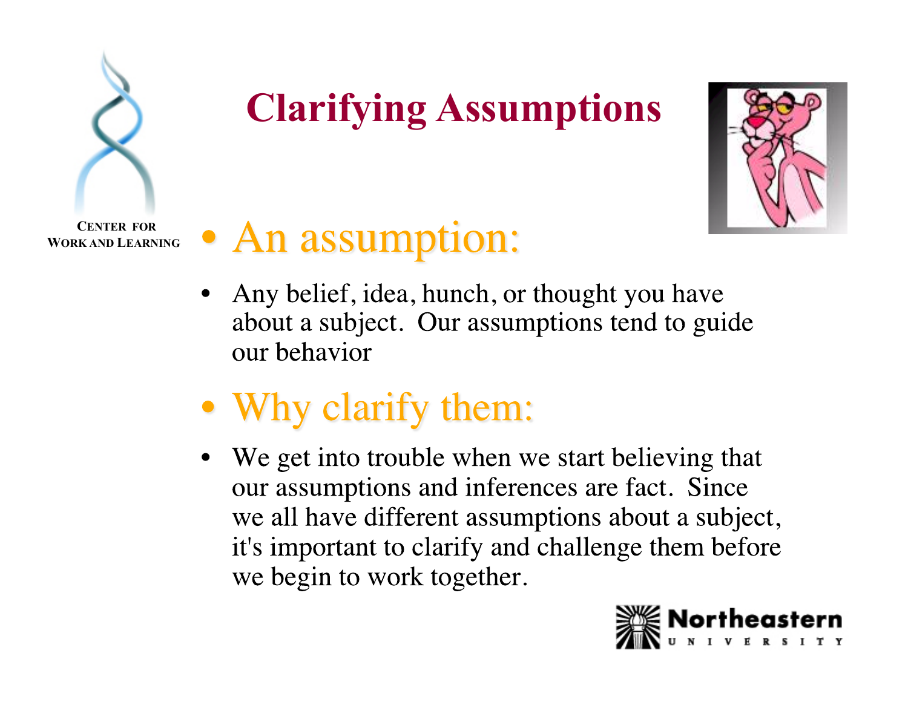# Clarifying Assumptions

CENTER FOR WORK AND LEARNING

- An assumption:
  - Any belief, idea, hunch, or thought you have about a subject. Our assumptions tend to guide our behavior
- Why clarify them:
  - We get into trouble when we start believing that our assumptions and inferences are fact. Since we all have different assumptions about a subject, it's important to clarify and challenge them before we begin to work together.

Northeastern UNIVERSITY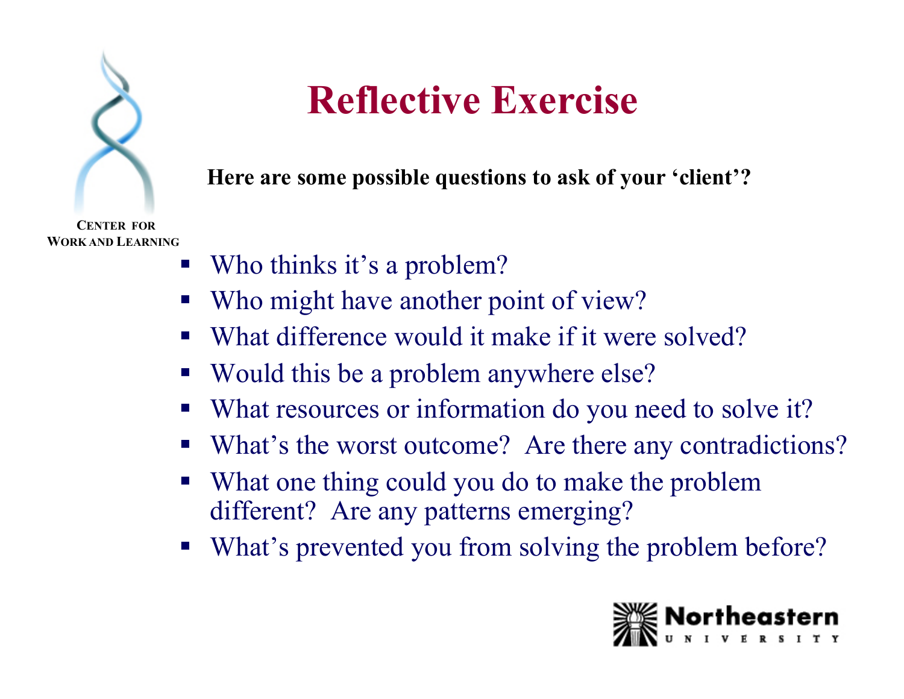# Reflective Exercise

**Here are some possible questions to ask of your 'client'?**

- Who thinks it's a problem?
- Who might have another point of view?
- What difference would it make if it were solved?
- Would this be a problem anywhere else?
- What resources or information do you need to solve it?
- What's the worst outcome? Are there any contradictions?
- What one thing could you do to make the problem different? Are any patterns emerging?
- What's prevented you from solving the problem before?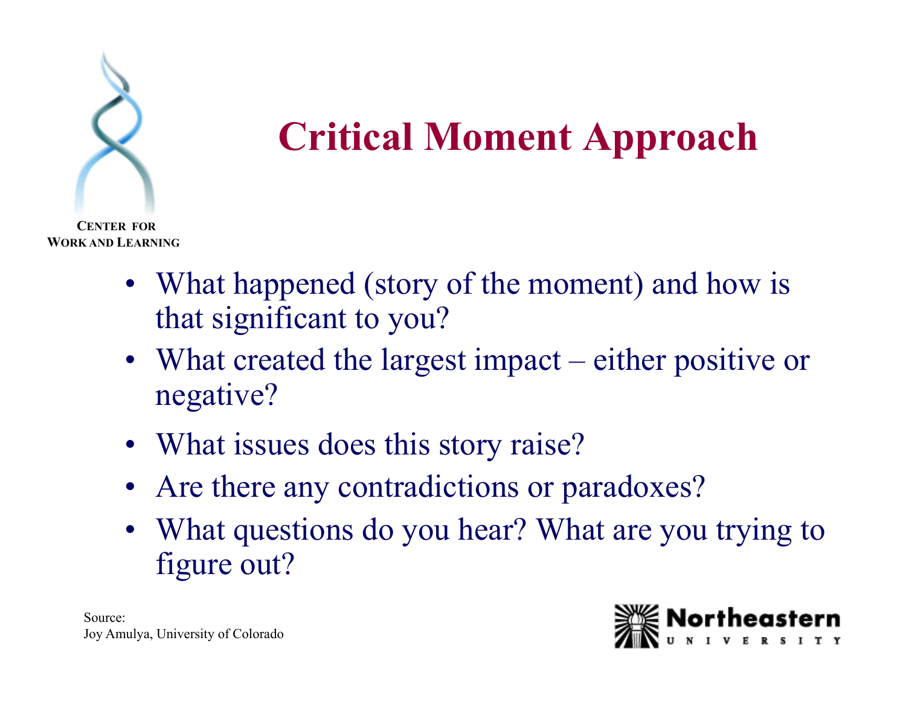# Critical Moment Approach

CENTER FOR
WORK AND LEARNING

- What happened (story of the moment) and how is that significant to you?
- What created the largest impact – either positive or negative?
- What issues does this story raise?
- Are there any contradictions or paradoxes?
- What questions do you hear? What are you trying to figure out?

Source:
Joy Amulya, University of Colorado

Northeastern UNIVERSITY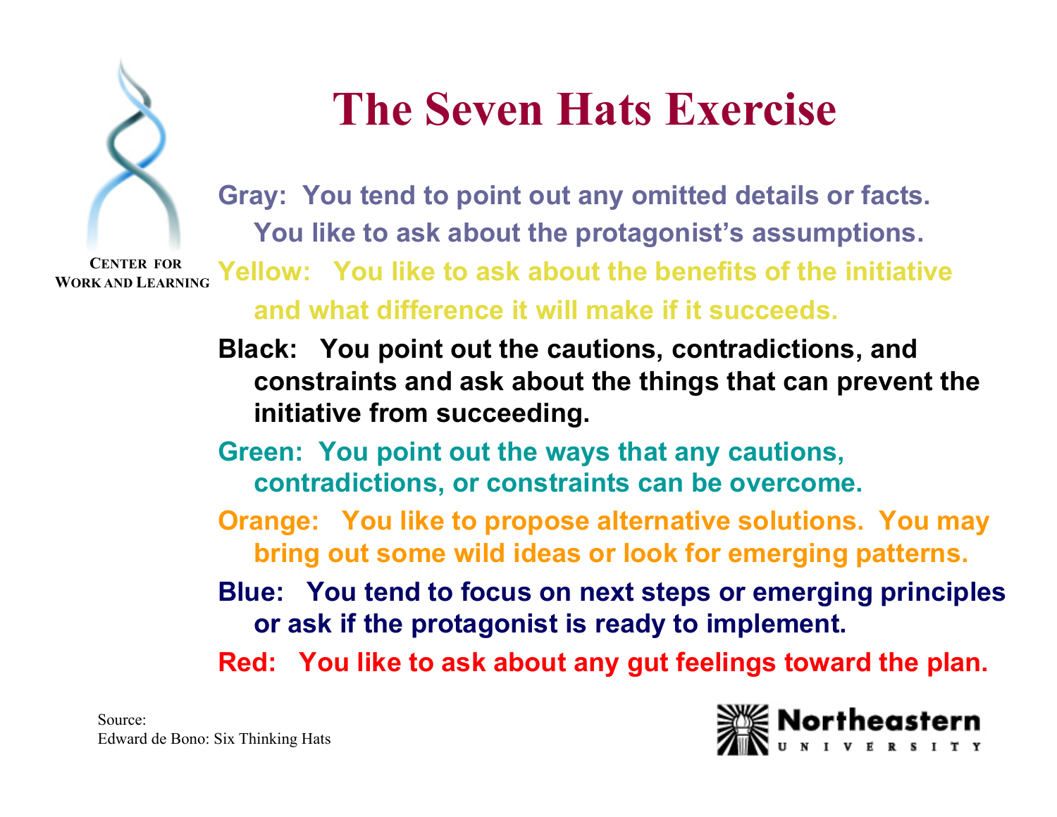# The Seven Hats Exercise

**Gray:** You tend to point out any omitted details or facts. You like to ask about the protagonist's assumptions.

**Yellow:** You like to ask about the benefits of the initiative and what difference it will make if it succeeds.

**Black:** You point out the cautions, contradictions, and constraints and ask about the things that can prevent the initiative from succeeding.

**Green:** You point out the ways that any cautions, contradictions, or constraints can be overcome.

**Orange:** You like to propose alternative solutions. You may bring out some wild ideas or look for emerging patterns.

**Blue:** You tend to focus on next steps or emerging principles or ask if the protagonist is ready to implement.

**Red:** You like to ask about any gut feelings toward the plan.

Source:
Edward de Bono: Six Thinking Hats

Center for Work and Learning

Northeastern University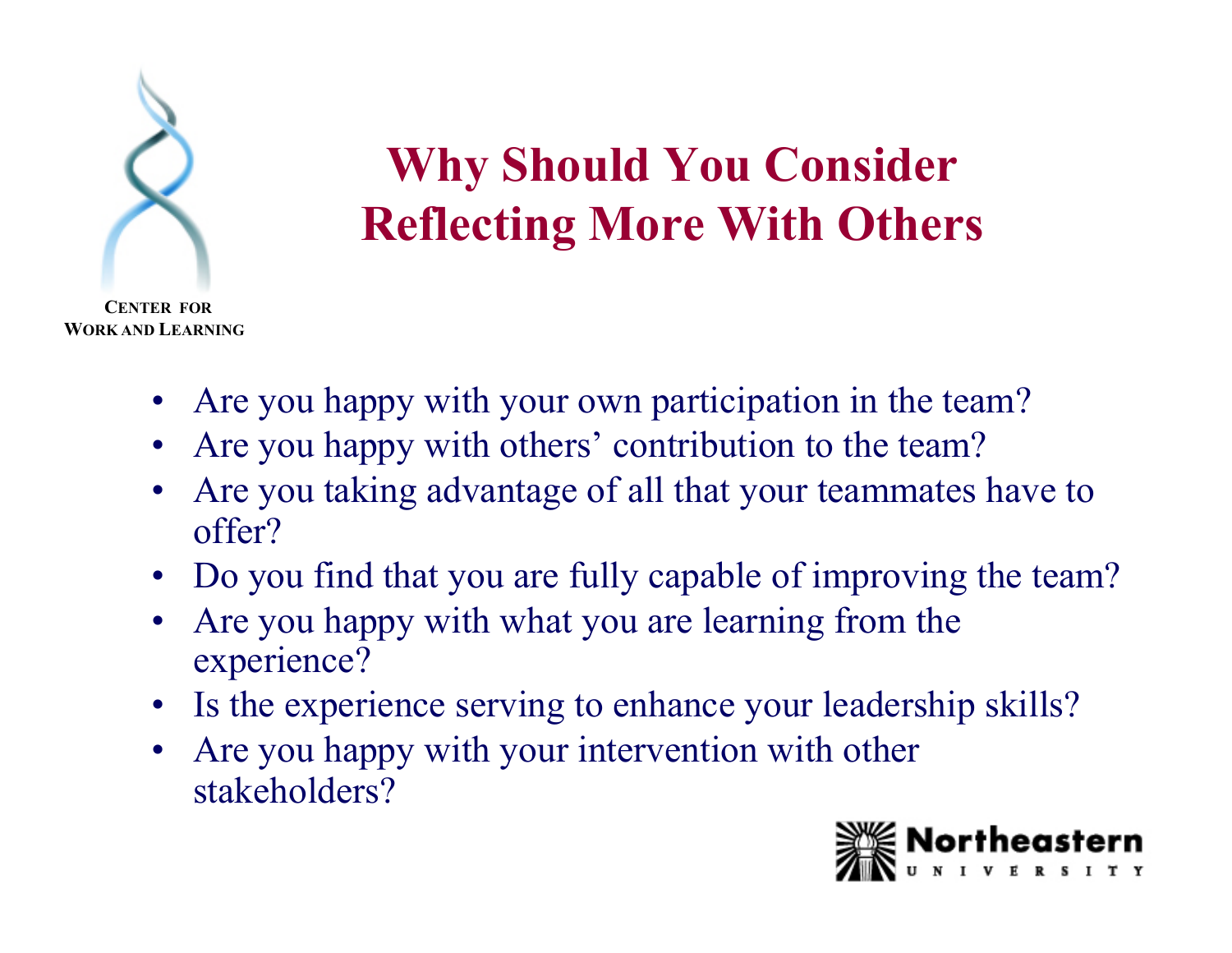CENTER FOR
WORK AND LEARNING

# Why Should You Consider Reflecting More With Others

- Are you happy with your own participation in the team?
- Are you happy with others' contribution to the team?
- Are you taking advantage of all that your teammates have to offer?
- Do you find that you are fully capable of improving the team?
- Are you happy with what you are learning from the experience?
- Is the experience serving to enhance your leadership skills?
- Are you happy with your intervention with other stakeholders?

Northeastern UNIVERSITY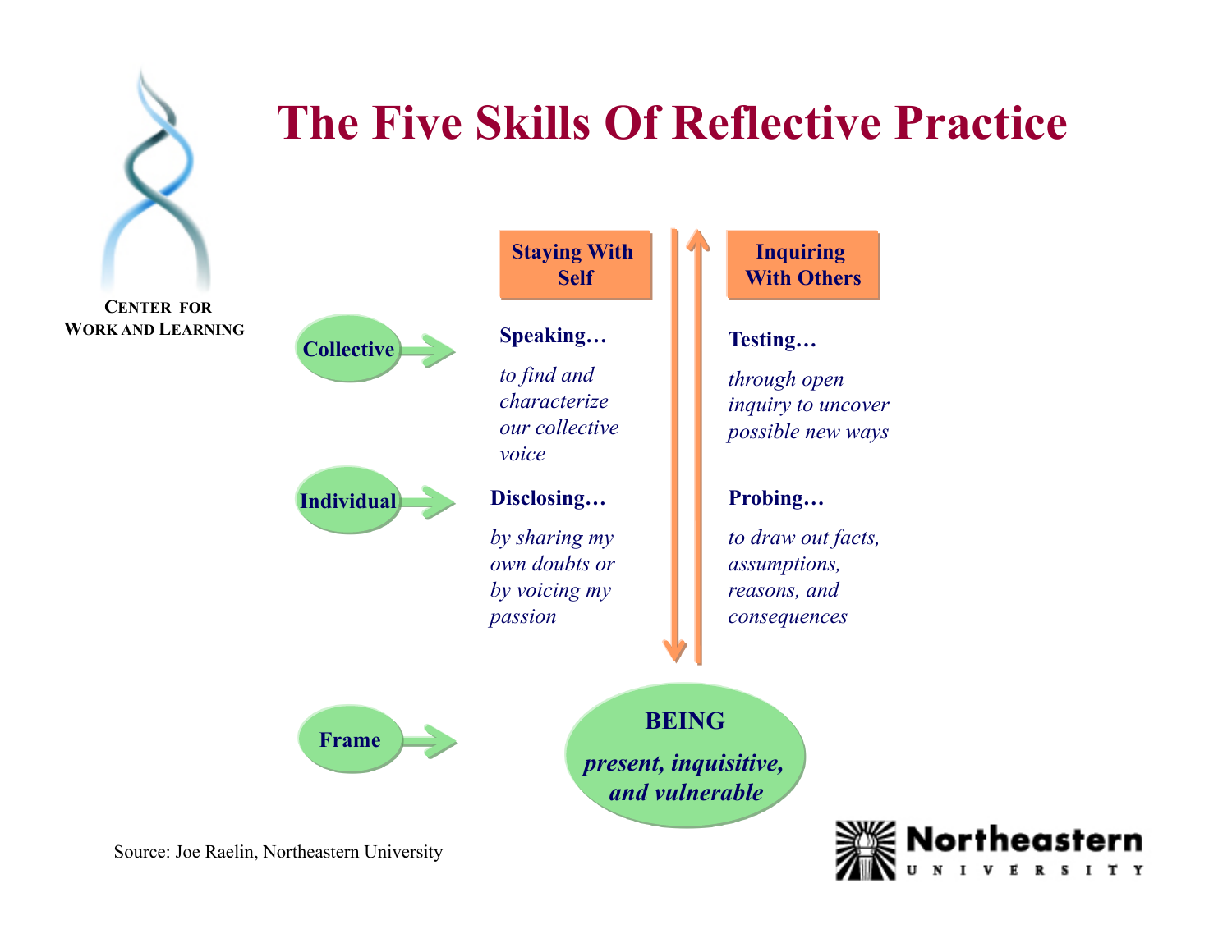# The Five Skills Of Reflective Practice

CENTER FOR WORK AND LEARNING

| | Staying With Self | Inquiring With Others |
|---|---|---|
| Collective | **Speaking…** *to find and characterize our collective voice* | **Testing…** *through open inquiry to uncover possible new ways* |
| Individual | **Disclosing…** *by sharing my own doubts or by voicing my passion* | **Probing…** *to draw out facts, assumptions, reasons, and consequences* |
| Frame | **BEING** *present, inquisitive, and vulnerable* | |

Source: Joe Raelin, Northeastern University

Northeastern UNIVERSITY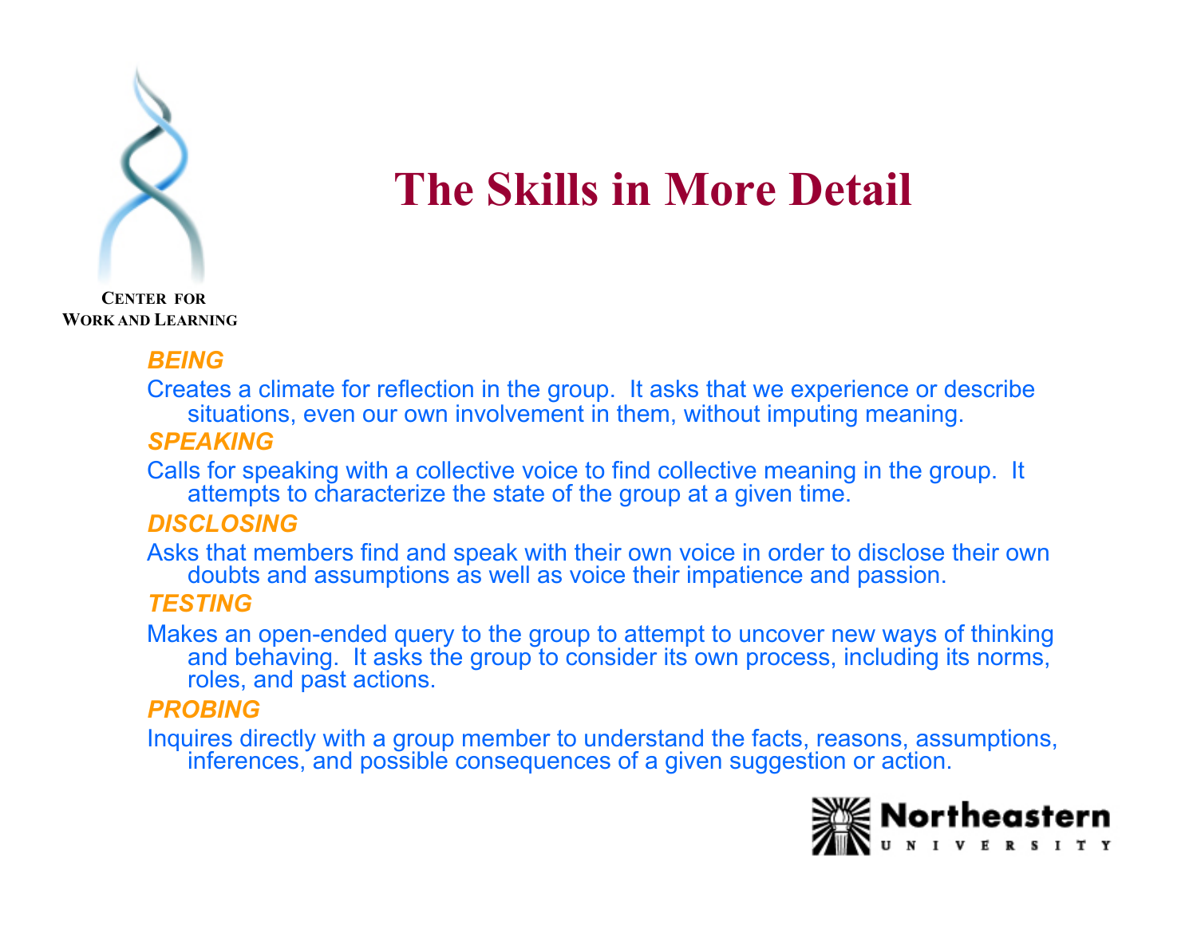CENTER FOR
WORK AND LEARNING

# The Skills in More Detail

***BEING***

Creates a climate for reflection in the group. It asks that we experience or describe situations, even our own involvement in them, without imputing meaning.

***SPEAKING***

Calls for speaking with a collective voice to find collective meaning in the group. It attempts to characterize the state of the group at a given time.

***DISCLOSING***

Asks that members find and speak with their own voice in order to disclose their own doubts and assumptions as well as voice their impatience and passion.

***TESTING***

Makes an open-ended query to the group to attempt to uncover new ways of thinking and behaving. It asks the group to consider its own process, including its norms, roles, and past actions.

***PROBING***

Inquires directly with a group member to understand the facts, reasons, assumptions, inferences, and possible consequences of a given suggestion or action.

Northeastern
UNIVERSITY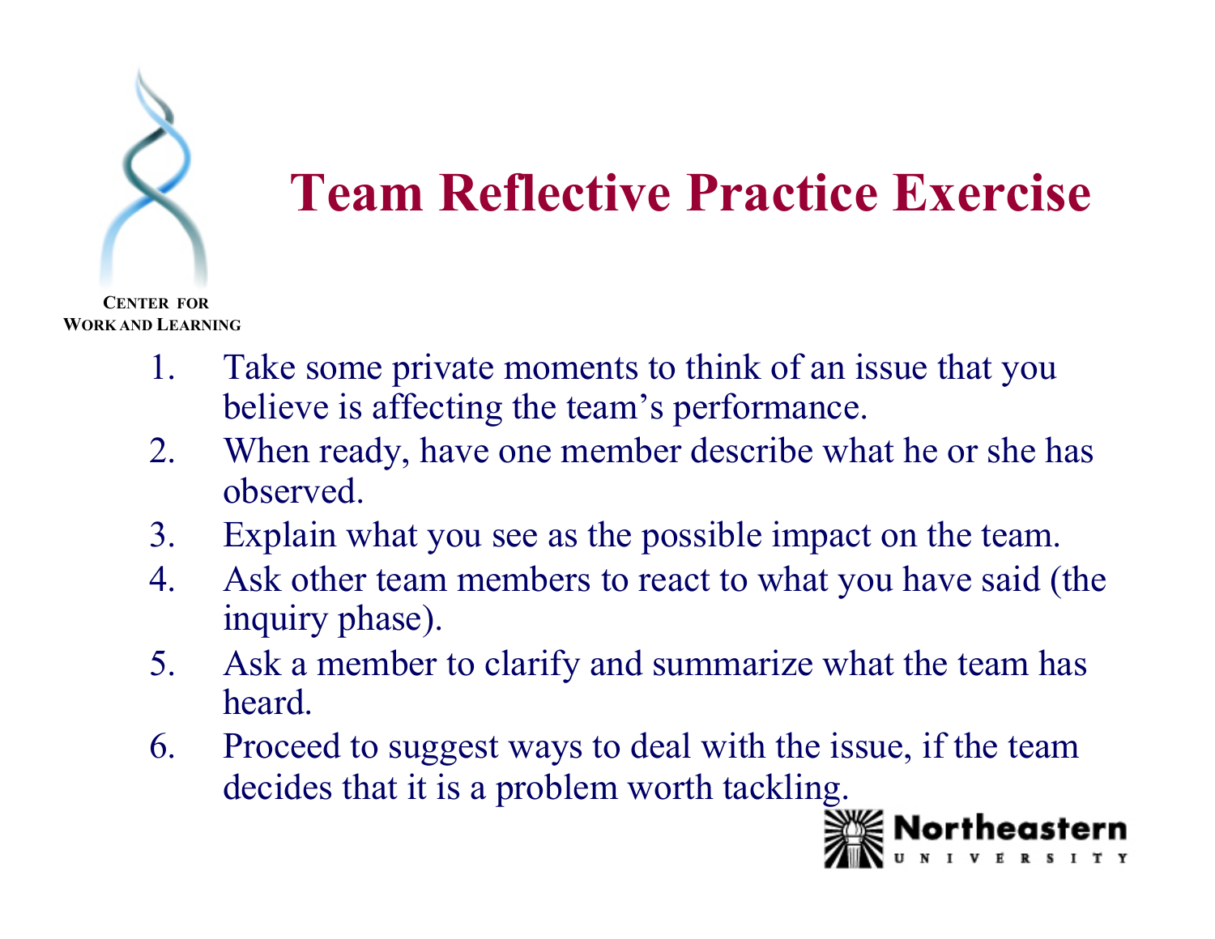# Team Reflective Practice Exercise

CENTER FOR WORK AND LEARNING

1. Take some private moments to think of an issue that you believe is affecting the team's performance.
2. When ready, have one member describe what he or she has observed.
3. Explain what you see as the possible impact on the team.
4. Ask other team members to react to what you have said (the inquiry phase).
5. Ask a member to clarify and summarize what the team has heard.
6. Proceed to suggest ways to deal with the issue, if the team decides that it is a problem worth tackling.

Northeastern UNIVERSITY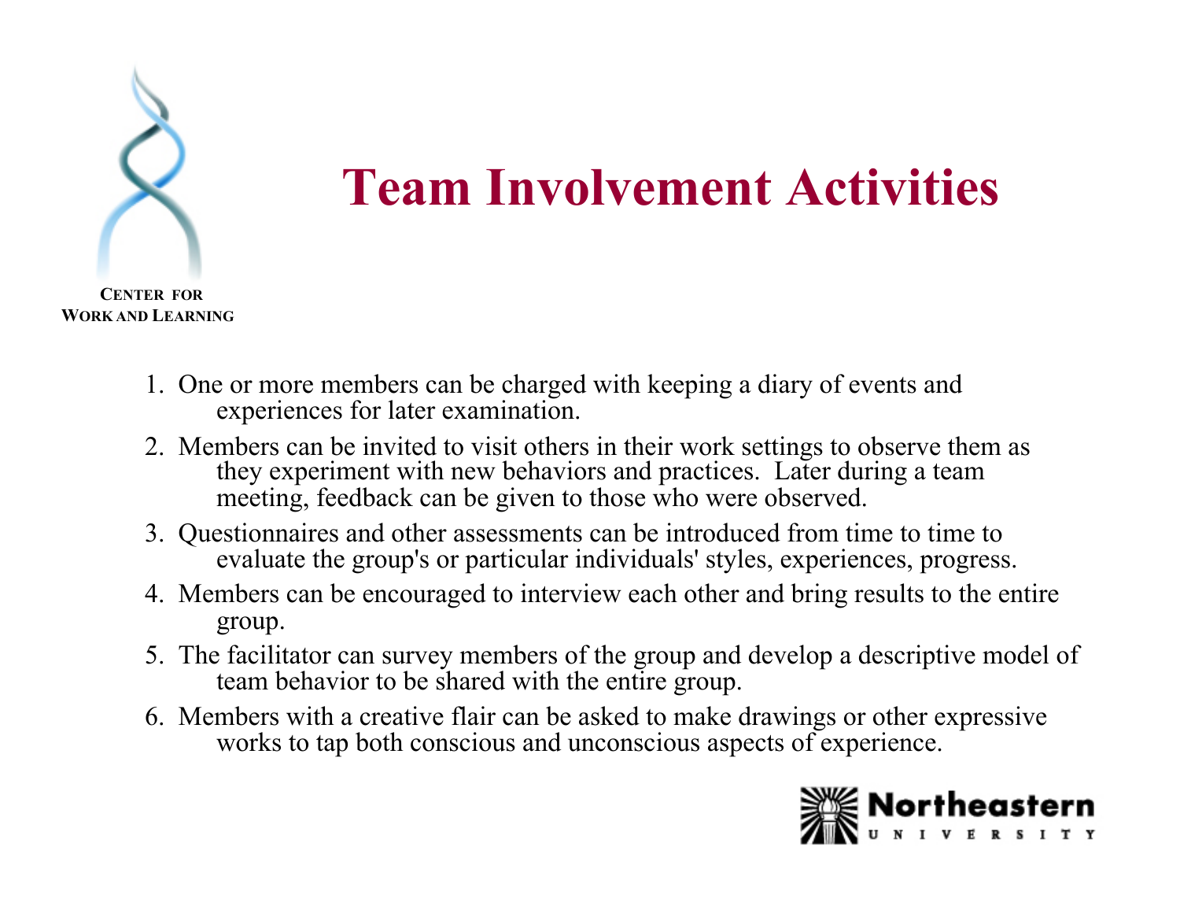# Team Involvement Activities

CENTER FOR
WORK AND LEARNING

1. One or more members can be charged with keeping a diary of events and experiences for later examination.
2. Members can be invited to visit others in their work settings to observe them as they experiment with new behaviors and practices. Later during a team meeting, feedback can be given to those who were observed.
3. Questionnaires and other assessments can be introduced from time to time to evaluate the group's or particular individuals' styles, experiences, progress.
4. Members can be encouraged to interview each other and bring results to the entire group.
5. The facilitator can survey members of the group and develop a descriptive model of team behavior to be shared with the entire group.
6. Members with a creative flair can be asked to make drawings or other expressive works to tap both conscious and unconscious aspects of experience.

Northeastern UNIVERSITY